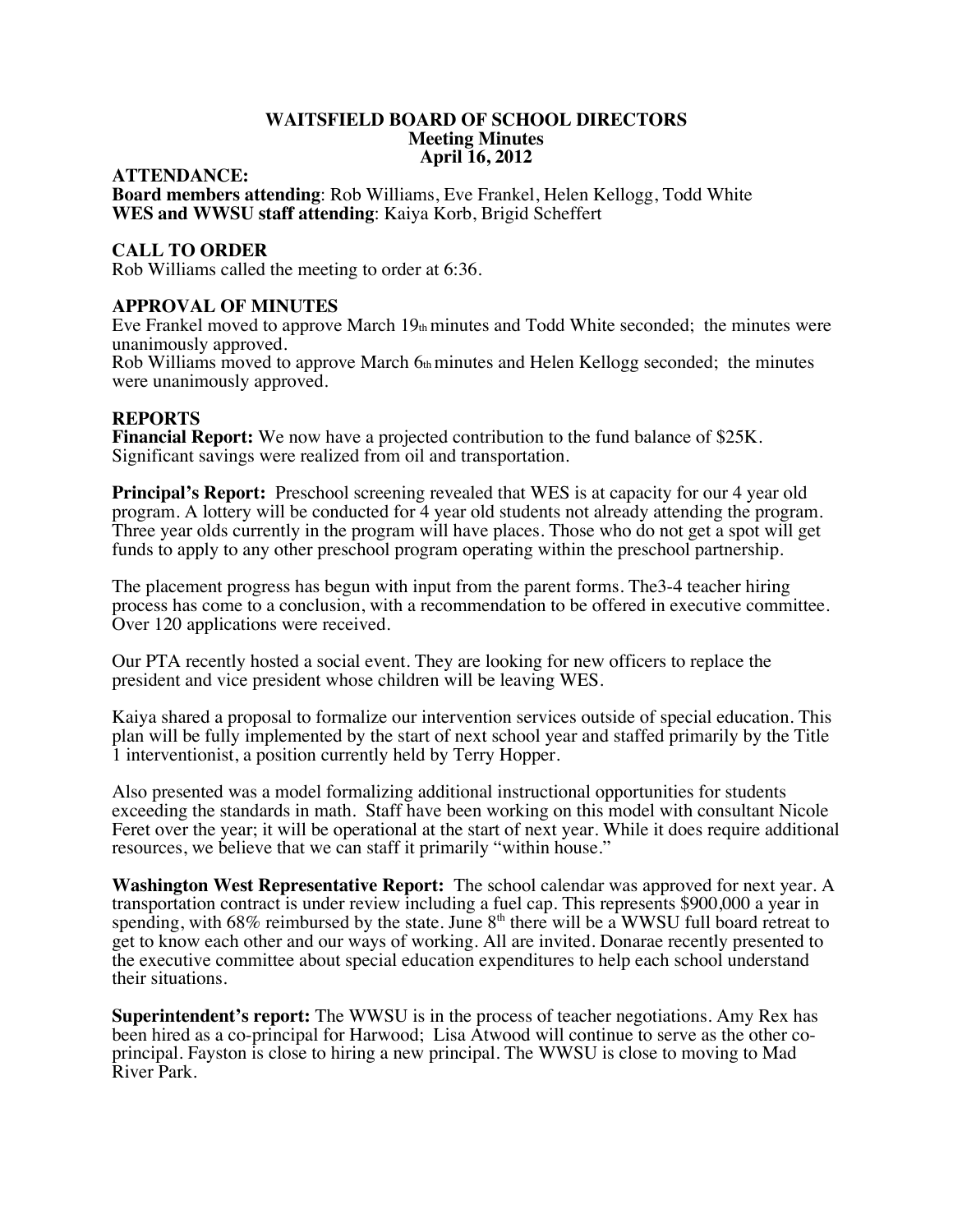# WAITSFIELD BOARD OF SCHOOL DIRECTORS
## Meeting Minutes
## April 16, 2012

## ATTENDANCE:

**Board members attending**: Rob Williams, Eve Frankel, Helen Kellogg, Todd White
**WES and WWSU staff attending**: Kaiya Korb, Brigid Scheffert

## CALL TO ORDER

Rob Williams called the meeting to order at 6:36.

## APPROVAL OF MINUTES

Eve Frankel moved to approve March 19th minutes and Todd White seconded; the minutes were unanimously approved.
Rob Williams moved to approve March 6th minutes and Helen Kellogg seconded; the minutes were unanimously approved.

## REPORTS

**Financial Report:** We now have a projected contribution to the fund balance of $25K. Significant savings were realized from oil and transportation.

**Principal's Report:** Preschool screening revealed that WES is at capacity for our 4 year old program. A lottery will be conducted for 4 year old students not already attending the program. Three year olds currently in the program will have places. Those who do not get a spot will get funds to apply to any other preschool program operating within the preschool partnership.

The placement progress has begun with input from the parent forms. The3-4 teacher hiring process has come to a conclusion, with a recommendation to be offered in executive committee. Over 120 applications were received.

Our PTA recently hosted a social event. They are looking for new officers to replace the president and vice president whose children will be leaving WES.

Kaiya shared a proposal to formalize our intervention services outside of special education. This plan will be fully implemented by the start of next school year and staffed primarily by the Title 1 interventionist, a position currently held by Terry Hopper.

Also presented was a model formalizing additional instructional opportunities for students exceeding the standards in math. Staff have been working on this model with consultant Nicole Feret over the year; it will be operational at the start of next year. While it does require additional resources, we believe that we can staff it primarily "within house."

**Washington West Representative Report:** The school calendar was approved for next year. A transportation contract is under review including a fuel cap. This represents $900,000 a year in spending, with 68% reimbursed by the state. June 8th there will be a WWSU full board retreat to get to know each other and our ways of working. All are invited. Donarae recently presented to the executive committee about special education expenditures to help each school understand their situations.

**Superintendent's report:** The WWSU is in the process of teacher negotiations. Amy Rex has been hired as a co-principal for Harwood; Lisa Atwood will continue to serve as the other co-principal. Fayston is close to hiring a new principal. The WWSU is close to moving to Mad River Park.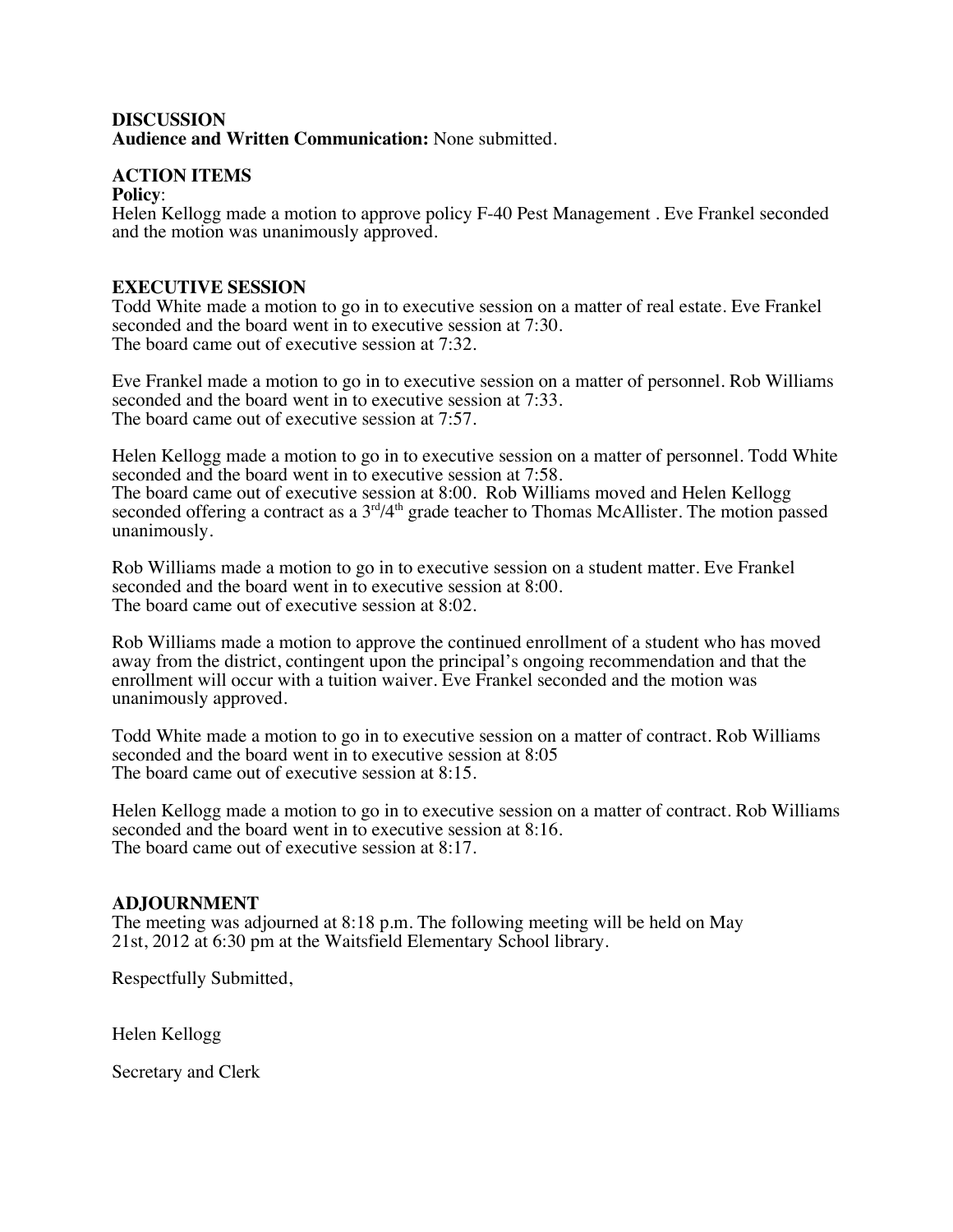**DISCUSSION**
**Audience and Written Communication:** None submitted.

**ACTION ITEMS**
**Policy**:
Helen Kellogg made a motion to approve policy F-40 Pest Management . Eve Frankel seconded and the motion was unanimously approved.

**EXECUTIVE SESSION**
Todd White made a motion to go in to executive session on a matter of real estate. Eve Frankel seconded and the board went in to executive session at 7:30.
The board came out of executive session at 7:32.

Eve Frankel made a motion to go in to executive session on a matter of personnel. Rob Williams seconded and the board went in to executive session at 7:33.
The board came out of executive session at 7:57.

Helen Kellogg made a motion to go in to executive session on a matter of personnel. Todd White seconded and the board went in to executive session at 7:58.
The board came out of executive session at 8:00. Rob Williams moved and Helen Kellogg seconded offering a contract as a 3rd/4th grade teacher to Thomas McAllister. The motion passed unanimously.

Rob Williams made a motion to go in to executive session on a student matter. Eve Frankel seconded and the board went in to executive session at 8:00.
The board came out of executive session at 8:02.

Rob Williams made a motion to approve the continued enrollment of a student who has moved away from the district, contingent upon the principal's ongoing recommendation and that the enrollment will occur with a tuition waiver. Eve Frankel seconded and the motion was unanimously approved.

Todd White made a motion to go in to executive session on a matter of contract. Rob Williams seconded and the board went in to executive session at 8:05
The board came out of executive session at 8:15.

Helen Kellogg made a motion to go in to executive session on a matter of contract. Rob Williams seconded and the board went in to executive session at 8:16.
The board came out of executive session at 8:17.

**ADJOURNMENT**
The meeting was adjourned at 8:18 p.m. The following meeting will be held on May 21st, 2012 at 6:30 pm at the Waitsfield Elementary School library.

Respectfully Submitted,

Helen Kellogg

Secretary and Clerk